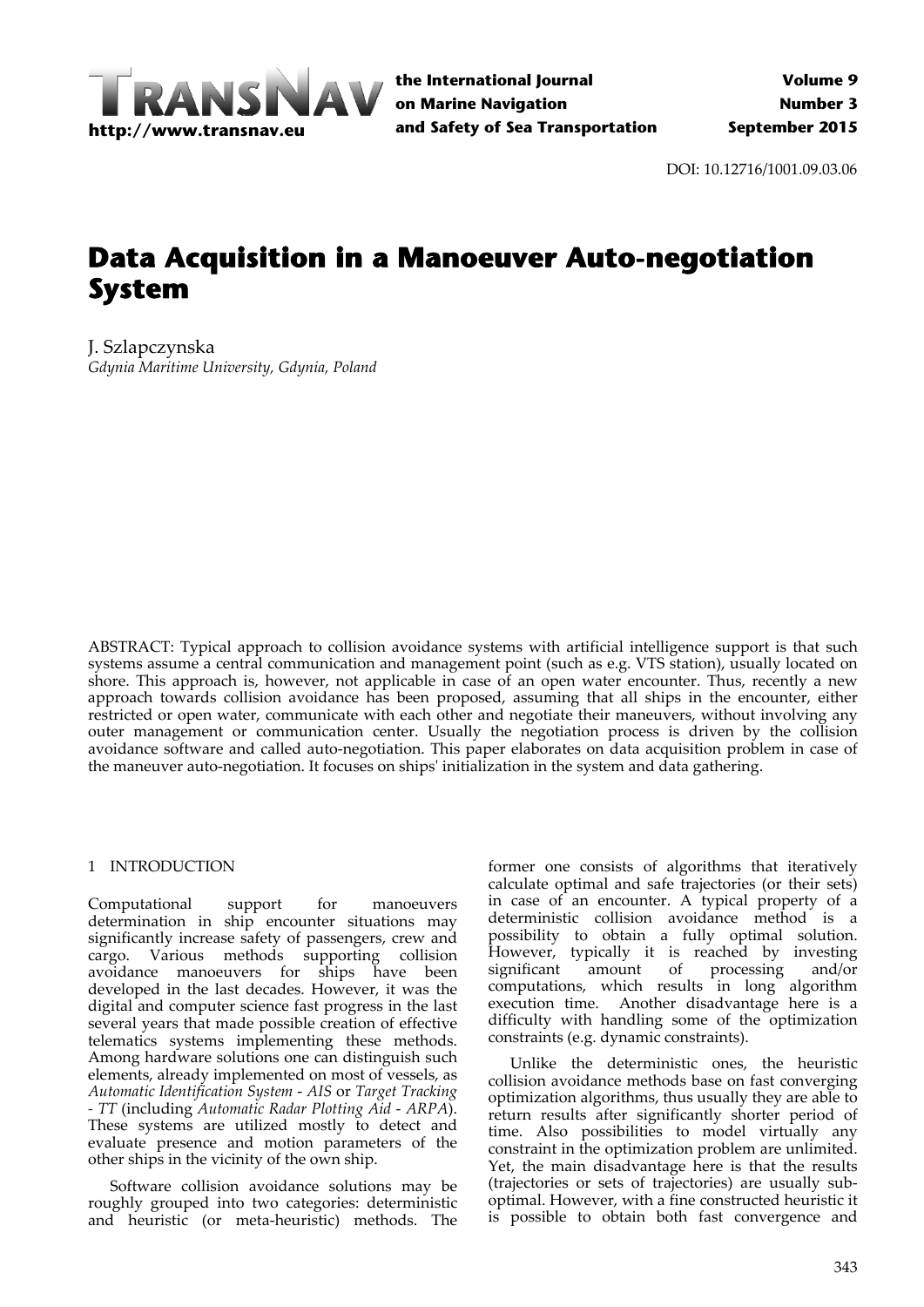DOI: 10.12716/1001.09.03.06

# Data Acquisition in a Manoeuver Auto-negotiation System

J. Szlapczynska
*Gdynia Maritime University, Gdynia, Poland*

ABSTRACT: Typical approach to collision avoidance systems with artificial intelligence support is that such systems assume a central communication and management point (such as e.g. VTS station), usually located on shore. This approach is, however, not applicable in case of an open water encounter. Thus, recently a new approach towards collision avoidance has been proposed, assuming that all ships in the encounter, either restricted or open water, communicate with each other and negotiate their maneuvers, without involving any outer management or communication center. Usually the negotiation process is driven by the collision avoidance software and called auto-negotiation. This paper elaborates on data acquisition problem in case of the maneuver auto-negotiation. It focuses on ships' initialization in the system and data gathering.

## 1 INTRODUCTION

Computational support for manoeuvers determination in ship encounter situations may significantly increase safety of passengers, crew and cargo. Various methods supporting collision avoidance manoeuvers for ships have been developed in the last decades. However, it was the digital and computer science fast progress in the last several years that made possible creation of effective telematics systems implementing these methods. Among hardware solutions one can distinguish such elements, already implemented on most of vessels, as *Automatic Identification System* - *AIS* or *Target Tracking* - *TT* (including *Automatic Radar Plotting Aid* - *ARPA*). These systems are utilized mostly to detect and evaluate presence and motion parameters of the other ships in the vicinity of the own ship.

Software collision avoidance solutions may be roughly grouped into two categories: deterministic and heuristic (or meta-heuristic) methods. The former one consists of algorithms that iteratively calculate optimal and safe trajectories (or their sets) in case of an encounter. A typical property of a deterministic collision avoidance method is a possibility to obtain a fully optimal solution. However, typically it is reached by investing significant amount of processing and/or computations, which results in long algorithm execution time. Another disadvantage here is a difficulty with handling some of the optimization constraints (e.g. dynamic constraints).

Unlike the deterministic ones, the heuristic collision avoidance methods base on fast converging optimization algorithms, thus usually they are able to return results after significantly shorter period of time. Also possibilities to model virtually any constraint in the optimization problem are unlimited. Yet, the main disadvantage here is that the results (trajectories or sets of trajectories) are usually sub-optimal. However, with a fine constructed heuristic it is possible to obtain both fast convergence and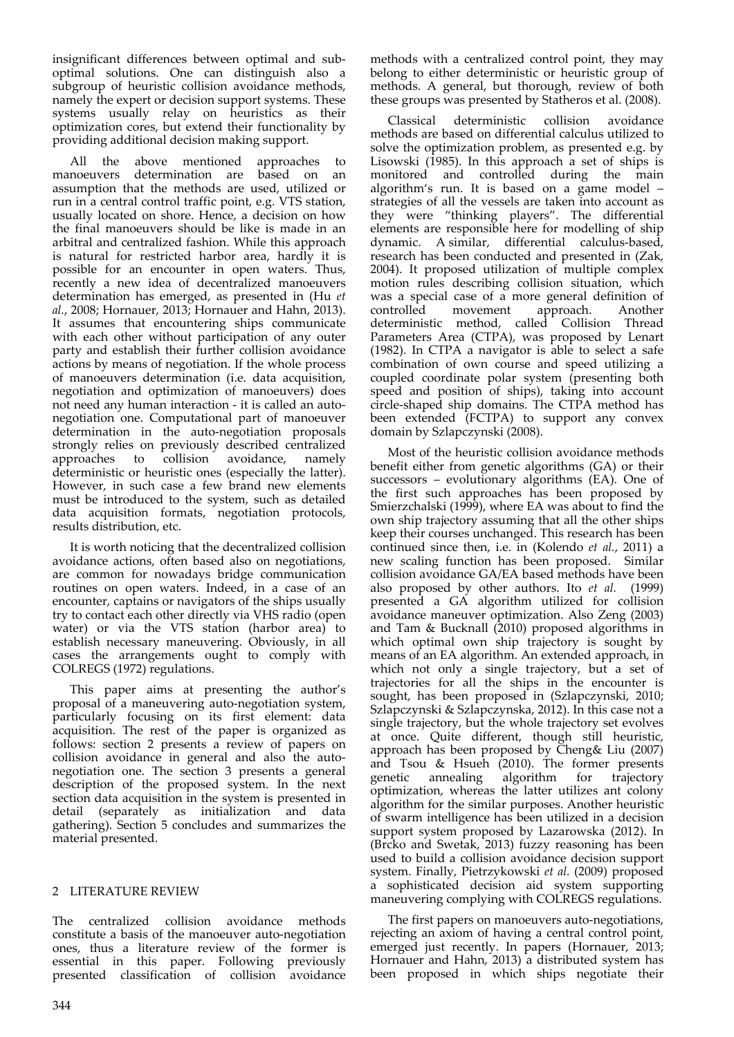insignificant differences between optimal and sub-optimal solutions. One can distinguish also a subgroup of heuristic collision avoidance methods, namely the expert or decision support systems. These systems usually relay on heuristics as their optimization cores, but extend their functionality by providing additional decision making support.

All the above mentioned approaches to manoeuvers determination are based on an assumption that the methods are used, utilized or run in a central control traffic point, e.g. VTS station, usually located on shore. Hence, a decision on how the final manoeuvers should be like is made in an arbitral and centralized fashion. While this approach is natural for restricted harbor area, hardly it is possible for an encounter in open waters. Thus, recently a new idea of decentralized manoeuvers determination has emerged, as presented in (Hu *et al.*, 2008; Hornauer, 2013; Hornauer and Hahn, 2013). It assumes that encountering ships communicate with each other without participation of any outer party and establish their further collision avoidance actions by means of negotiation. If the whole process of manoeuvers determination (i.e. data acquisition, negotiation and optimization of manoeuvers) does not need any human interaction - it is called an auto-negotiation one. Computational part of manoeuver determination in the auto-negotiation proposals strongly relies on previously described centralized approaches to collision avoidance, namely deterministic or heuristic ones (especially the latter). However, in such case a few brand new elements must be introduced to the system, such as detailed data acquisition formats, negotiation protocols, results distribution, etc.

It is worth noticing that the decentralized collision avoidance actions, often based also on negotiations, are common for nowadays bridge communication routines on open waters. Indeed, in a case of an encounter, captains or navigators of the ships usually try to contact each other directly via VHS radio (open water) or via the VTS station (harbor area) to establish necessary maneuvering. Obviously, in all cases the arrangements ought to comply with COLREGS (1972) regulations.

This paper aims at presenting the author's proposal of a maneuvering auto-negotiation system, particularly focusing on its first element: data acquisition. The rest of the paper is organized as follows: section 2 presents a review of papers on collision avoidance in general and also the auto-negotiation one. The section 3 presents a general description of the proposed system. In the next section data acquisition in the system is presented in detail (separately as initialization and data gathering). Section 5 concludes and summarizes the material presented.

## 2 LITERATURE REVIEW

The centralized collision avoidance methods constitute a basis of the manoeuver auto-negotiation ones, thus a literature review of the former is essential in this paper. Following previously presented classification of collision avoidance methods with a centralized control point, they may belong to either deterministic or heuristic group of methods. A general, but thorough, review of both these groups was presented by Statheros et al. (2008).

Classical deterministic collision avoidance methods are based on differential calculus utilized to solve the optimization problem, as presented e.g. by Lisowski (1985). In this approach a set of ships is monitored and controlled during the main algorithm's run. It is based on a game model – strategies of all the vessels are taken into account as they were "thinking players". The differential elements are responsible here for modelling of ship dynamic. A similar, differential calculus-based, research has been conducted and presented in (Zak, 2004). It proposed utilization of multiple complex motion rules describing collision situation, which was a special case of a more general definition of controlled movement approach. Another deterministic method, called Collision Thread Parameters Area (CTPA), was proposed by Lenart (1982). In CTPA a navigator is able to select a safe combination of own course and speed utilizing a coupled coordinate polar system (presenting both speed and position of ships), taking into account circle-shaped ship domains. The CTPA method has been extended (FCTPA) to support any convex domain by Szlapczynski (2008).

Most of the heuristic collision avoidance methods benefit either from genetic algorithms (GA) or their successors – evolutionary algorithms (EA). One of the first such approaches has been proposed by Smierzchalski (1999), where EA was about to find the own ship trajectory assuming that all the other ships keep their courses unchanged. This research has been continued since then, i.e. in (Kolendo *et al.*, 2011) a new scaling function has been proposed. Similar collision avoidance GA/EA based methods have been also proposed by other authors. Ito *et al.* (1999) presented a GA algorithm utilized for collision avoidance maneuver optimization. Also Zeng (2003) and Tam & Bucknall (2010) proposed algorithms in which optimal own ship trajectory is sought by means of an EA algorithm. An extended approach, in which not only a single trajectory, but a set of trajectories for all the ships in the encounter is sought, has been proposed in (Szlapczynski, 2010; Szlapczynski & Szlapczynska, 2012). In this case not a single trajectory, but the whole trajectory set evolves at once. Quite different, though still heuristic, approach has been proposed by Cheng& Liu (2007) and Tsou & Hsueh (2010). The former presents genetic annealing algorithm for trajectory optimization, whereas the latter utilizes ant colony algorithm for the similar purposes. Another heuristic of swarm intelligence has been utilized in a decision support system proposed by Lazarowska (2012). In (Brcko and Swetak, 2013) fuzzy reasoning has been used to build a collision avoidance decision support system. Finally, Pietrzykowski *et al.* (2009) proposed a sophisticated decision aid system supporting maneuvering complying with COLREGS regulations.

The first papers on manoeuvers auto-negotiations, rejecting an axiom of having a central control point, emerged just recently. In papers (Hornauer, 2013; Hornauer and Hahn, 2013) a distributed system has been proposed in which ships negotiate their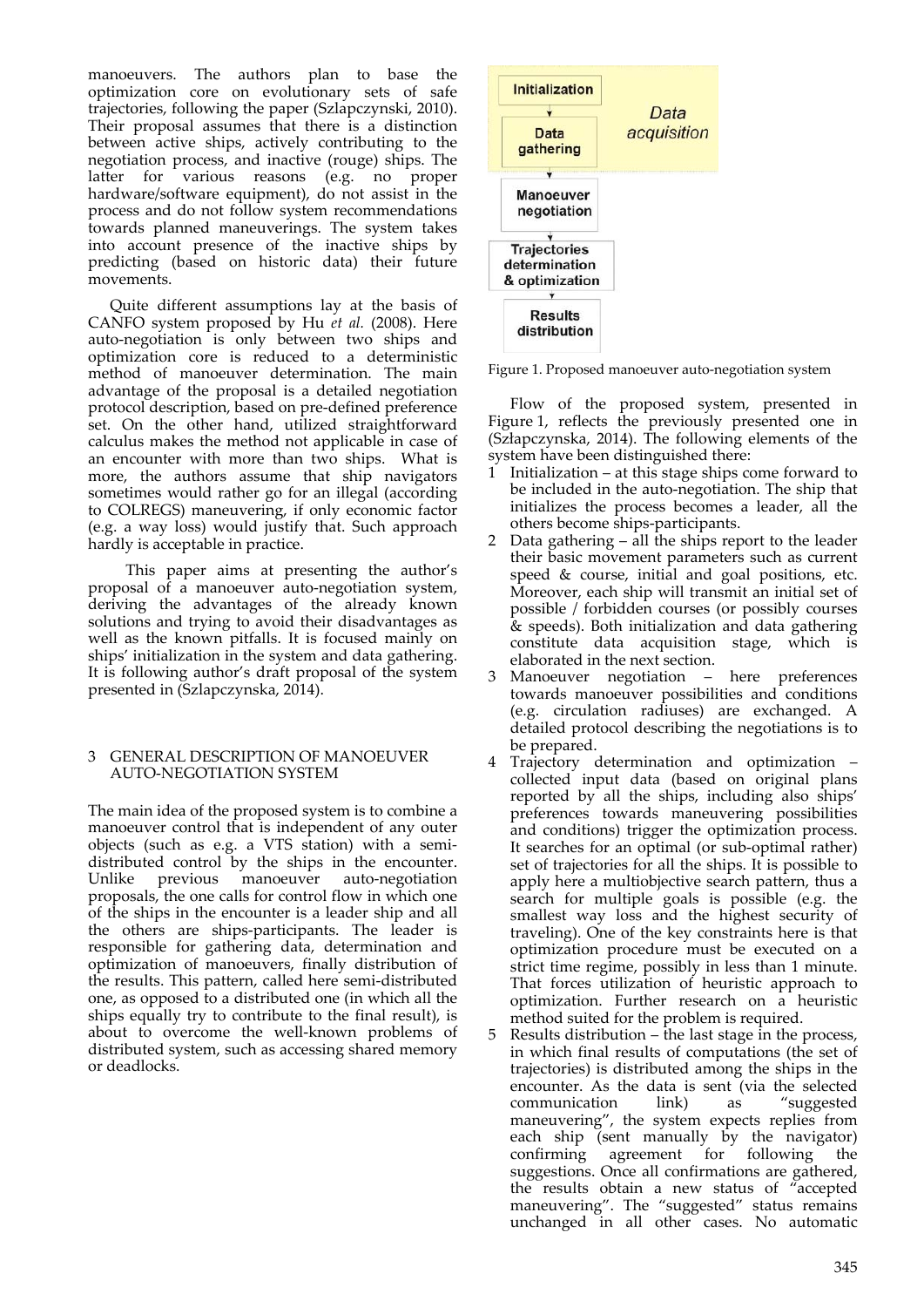manoeuvers. The authors plan to base the optimization core on evolutionary sets of safe trajectories, following the paper (Szlapczynski, 2010). Their proposal assumes that there is a distinction between active ships, actively contributing to the negotiation process, and inactive (rouge) ships. The latter for various reasons (e.g. no proper hardware/software equipment), do not assist in the process and do not follow system recommendations towards planned maneuverings. The system takes into account presence of the inactive ships by predicting (based on historic data) their future movements.

Quite different assumptions lay at the basis of CANFO system proposed by Hu *et al.* (2008). Here auto-negotiation is only between two ships and optimization core is reduced to a deterministic method of manoeuver determination. The main advantage of the proposal is a detailed negotiation protocol description, based on pre-defined preference set. On the other hand, utilized straightforward calculus makes the method not applicable in case of an encounter with more than two ships. What is more, the authors assume that ship navigators sometimes would rather go for an illegal (according to COLREGS) maneuvering, if only economic factor (e.g. a way loss) would justify that. Such approach hardly is acceptable in practice.

This paper aims at presenting the author's proposal of a manoeuver auto-negotiation system, deriving the advantages of the already known solutions and trying to avoid their disadvantages as well as the known pitfalls. It is focused mainly on ships' initialization in the system and data gathering. It is following author's draft proposal of the system presented in (Szlapczynska, 2014).

## 3 GENERAL DESCRIPTION OF MANOEUVER AUTO-NEGOTIATION SYSTEM

The main idea of the proposed system is to combine a manoeuver control that is independent of any outer objects (such as e.g. a VTS station) with a semi-distributed control by the ships in the encounter. Unlike previous manoeuver auto-negotiation proposals, the one calls for control flow in which one of the ships in the encounter is a leader ship and all the others are ships-participants. The leader is responsible for gathering data, determination and optimization of manoeuvers, finally distribution of the results. This pattern, called here semi-distributed one, as opposed to a distributed one (in which all the ships equally try to contribute to the final result), is about to overcome the well-known problems of distributed system, such as accessing shared memory or deadlocks.

Initialization → Data gathering (Data acquisition) → Manoeuver negotiation → Trajectories determination & optimization → Results distribution

Figure 1. Proposed manoeuver auto-negotiation system

Flow of the proposed system, presented in Figure 1, reflects the previously presented one in (Szłapczynska, 2014). The following elements of the system have been distinguished there:

1. Initialization – at this stage ships come forward to be included in the auto-negotiation. The ship that initializes the process becomes a leader, all the others become ships-participants.
2. Data gathering – all the ships report to the leader their basic movement parameters such as current speed & course, initial and goal positions, etc. Moreover, each ship will transmit an initial set of possible / forbidden courses (or possibly courses & speeds). Both initialization and data gathering constitute data acquisition stage, which is elaborated in the next section.
3. Manoeuver negotiation – here preferences towards manoeuver possibilities and conditions (e.g. circulation radiuses) are exchanged. A detailed protocol describing the negotiations is to be prepared.
4. Trajectory determination and optimization – collected input data (based on original plans reported by all the ships, including also ships' preferences towards maneuvering possibilities and conditions) trigger the optimization process. It searches for an optimal (or sub-optimal rather) set of trajectories for all the ships. It is possible to apply here a multiobjective search pattern, thus a search for multiple goals is possible (e.g. the smallest way loss and the highest security of traveling). One of the key constraints here is that optimization procedure must be executed on a strict time regime, possibly in less than 1 minute. That forces utilization of heuristic approach to optimization. Further research on a heuristic method suited for the problem is required.
5. Results distribution – the last stage in the process, in which final results of computations (the set of trajectories) is distributed among the ships in the encounter. As the data is sent (via the selected communication link) as "suggested maneuvering", the system expects replies from each ship (sent manually by the navigator) confirming agreement for following the suggestions. Once all confirmations are gathered, the results obtain a new status of "accepted maneuvering". The "suggested" status remains unchanged in all other cases. No automatic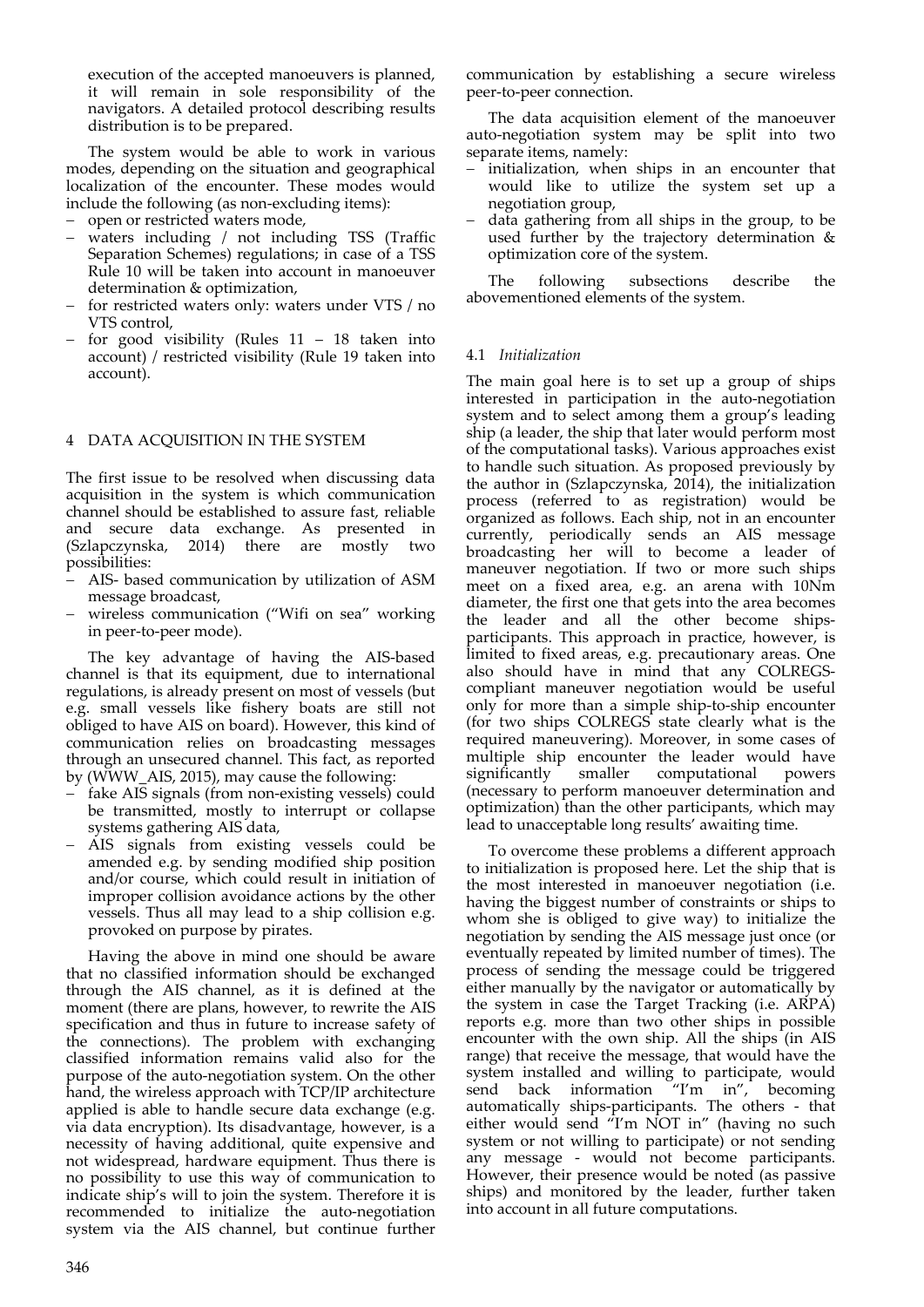execution of the accepted manoeuvers is planned, it will remain in sole responsibility of the navigators. A detailed protocol describing results distribution is to be prepared.

The system would be able to work in various modes, depending on the situation and geographical localization of the encounter. These modes would include the following (as non-excluding items):

- open or restricted waters mode,
- waters including / not including TSS (Traffic Separation Schemes) regulations; in case of a TSS Rule 10 will be taken into account in manoeuver determination & optimization,
- for restricted waters only: waters under VTS / no VTS control,
- for good visibility (Rules 11 – 18 taken into account) / restricted visibility (Rule 19 taken into account).

## 4 DATA ACQUISITION IN THE SYSTEM

The first issue to be resolved when discussing data acquisition in the system is which communication channel should be established to assure fast, reliable and secure data exchange. As presented in (Szlapczynska, 2014) there are mostly two possibilities:

- AIS- based communication by utilization of ASM message broadcast,
- wireless communication ("Wifi on sea" working in peer-to-peer mode).

The key advantage of having the AIS-based channel is that its equipment, due to international regulations, is already present on most of vessels (but e.g. small vessels like fishery boats are still not obliged to have AIS on board). However, this kind of communication relies on broadcasting messages through an unsecured channel. This fact, as reported by (WWW_AIS, 2015), may cause the following:

- fake AIS signals (from non-existing vessels) could be transmitted, mostly to interrupt or collapse systems gathering AIS data,
- AIS signals from existing vessels could be amended e.g. by sending modified ship position and/or course, which could result in initiation of improper collision avoidance actions by the other vessels. Thus all may lead to a ship collision e.g. provoked on purpose by pirates.

Having the above in mind one should be aware that no classified information should be exchanged through the AIS channel, as it is defined at the moment (there are plans, however, to rewrite the AIS specification and thus in future to increase safety of the connections). The problem with exchanging classified information remains valid also for the purpose of the auto-negotiation system. On the other hand, the wireless approach with TCP/IP architecture applied is able to handle secure data exchange (e.g. via data encryption). Its disadvantage, however, is a necessity of having additional, quite expensive and not widespread, hardware equipment. Thus there is no possibility to use this way of communication to indicate ship's will to join the system. Therefore it is recommended to initialize the auto-negotiation system via the AIS channel, but continue further communication by establishing a secure wireless peer-to-peer connection.

The data acquisition element of the manoeuver auto-negotiation system may be split into two separate items, namely:

- initialization, when ships in an encounter that would like to utilize the system set up a negotiation group,
- data gathering from all ships in the group, to be used further by the trajectory determination & optimization core of the system.

The following subsections describe the abovementioned elements of the system.

### 4.1 *Initialization*

The main goal here is to set up a group of ships interested in participation in the auto-negotiation system and to select among them a group's leading ship (a leader, the ship that later would perform most of the computational tasks). Various approaches exist to handle such situation. As proposed previously by the author in (Szlapczynska, 2014), the initialization process (referred to as registration) would be organized as follows. Each ship, not in an encounter currently, periodically sends an AIS message broadcasting her will to become a leader of maneuver negotiation. If two or more such ships meet on a fixed area, e.g. an arena with 10Nm diameter, the first one that gets into the area becomes the leader and all the other become ships-participants. This approach in practice, however, is limited to fixed areas, e.g. precautionary areas. One also should have in mind that any COLREGS-compliant maneuver negotiation would be useful only for more than a simple ship-to-ship encounter (for two ships COLREGS state clearly what is the required maneuvering). Moreover, in some cases of multiple ship encounter the leader would have significantly smaller computational powers (necessary to perform manoeuver determination and optimization) than the other participants, which may lead to unacceptable long results' awaiting time.

To overcome these problems a different approach to initialization is proposed here. Let the ship that is the most interested in manoeuver negotiation (i.e. having the biggest number of constraints or ships to whom she is obliged to give way) to initialize the negotiation by sending the AIS message just once (or eventually repeated by limited number of times). The process of sending the message could be triggered either manually by the navigator or automatically by the system in case the Target Tracking (i.e. ARPA) reports e.g. more than two other ships in possible encounter with the own ship. All the ships (in AIS range) that receive the message, that would have the system installed and willing to participate, would send back information "I'm in", becoming automatically ships-participants. The others - that either would send "I'm NOT in" (having no such system or not willing to participate) or not sending any message - would not become participants. However, their presence would be noted (as passive ships) and monitored by the leader, further taken into account in all future computations.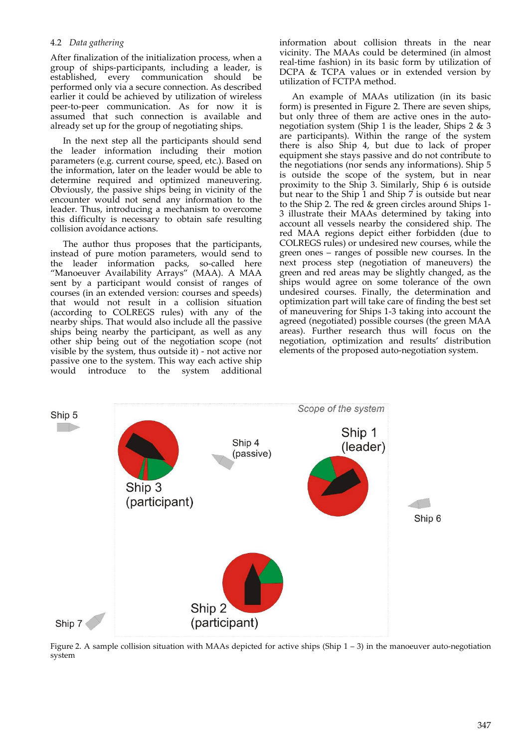### 4.2 *Data gathering*

After finalization of the initialization process, when a group of ships-participants, including a leader, is established, every communication should be performed only via a secure connection. As described earlier it could be achieved by utilization of wireless peer-to-peer communication. As for now it is assumed that such connection is available and already set up for the group of negotiating ships.

In the next step all the participants should send the leader information including their motion parameters (e.g. current course, speed, etc.). Based on the information, later on the leader would be able to determine required and optimized maneuvering. Obviously, the passive ships being in vicinity of the encounter would not send any information to the leader. Thus, introducing a mechanism to overcome this difficulty is necessary to obtain safe resulting collision avoidance actions.

The author thus proposes that the participants, instead of pure motion parameters, would send to the leader information packs, so-called here "Manoeuver Availability Arrays" (MAA). A MAA sent by a participant would consist of ranges of courses (in an extended version: courses and speeds) that would not result in a collision situation (according to COLREGS rules) with any of the nearby ships. That would also include all the passive ships being nearby the participant, as well as any other ship being out of the negotiation scope (not visible by the system, thus outside it) - not active nor passive one to the system. This way each active ship would introduce to the system additional information about collision threats in the near vicinity. The MAAs could be determined (in almost real-time fashion) in its basic form by utilization of DCPA & TCPA values or in extended version by utilization of FCTPA method.

An example of MAAs utilization (in its basic form) is presented in Figure 2. There are seven ships, but only three of them are active ones in the auto-negotiation system (Ship 1 is the leader, Ships 2 & 3 are participants). Within the range of the system there is also Ship 4, but due to lack of proper equipment she stays passive and do not contribute to the negotiations (nor sends any informations). Ship 5 is outside the scope of the system, but in near proximity to the Ship 3. Similarly, Ship 6 is outside but near to the Ship 1 and Ship 7 is outside but near to the Ship 2. The red & green circles around Ships 1-3 illustrate their MAAs determined by taking into account all vessels nearby the considered ship. The red MAA regions depict either forbidden (due to COLREGS rules) or undesired new courses, while the green ones – ranges of possible new courses. In the next process step (negotiation of maneuvers) the green and red areas may be slightly changed, as the ships would agree on some tolerance of the own undesired courses. Finally, the determination and optimization part will take care of finding the best set of maneuvering for Ships 1-3 taking into account the agreed (negotiated) possible courses (the green MAA areas). Further research thus will focus on the negotiation, optimization and results' distribution elements of the proposed auto-negotiation system.

Figure 2. A sample collision situation with MAAs depicted for active ships (Ship 1 – 3) in the manoeuver auto-negotiation system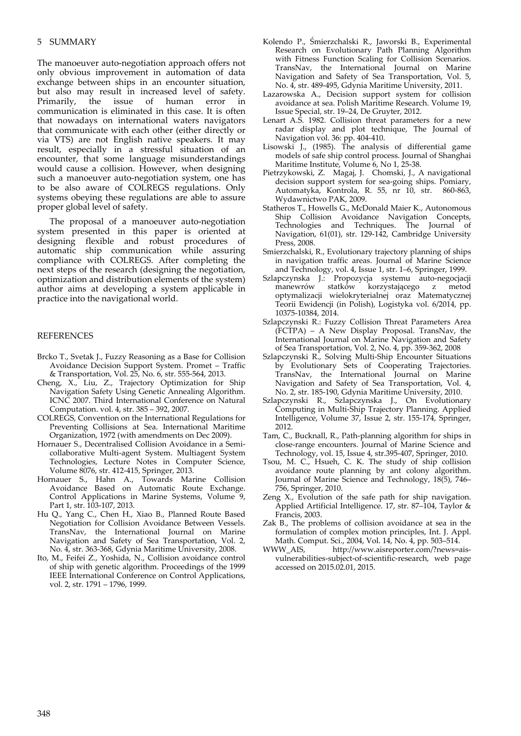## 5 SUMMARY

The manoeuver auto-negotiation approach offers not only obvious improvement in automation of data exchange between ships in an encounter situation, but also may result in increased level of safety. Primarily, the issue of human error in communication is eliminated in this case. It is often that nowadays on international waters navigators that communicate with each other (either directly or via VTS) are not English native speakers. It may result, especially in a stressful situation of an encounter, that some language misunderstandings would cause a collision. However, when designing such a manoeuver auto-negotiation system, one has to be also aware of COLREGS regulations. Only systems obeying these regulations are able to assure proper global level of safety.

The proposal of a manoeuver auto-negotiation system presented in this paper is oriented at designing flexible and robust procedures of automatic ship communication while assuring compliance with COLREGS. After completing the next steps of the research (designing the negotiation, optimization and distribution elements of the system) author aims at developing a system applicable in practice into the navigational world.

## REFERENCES

- Brcko T., Svetak J., Fuzzy Reasoning as a Base for Collision Avoidance Decision Support System. Promet – Traffic & Transportation, Vol. 25, No. 6, str. 555-564, 2013.
- Cheng, X., Liu, Z., Trajectory Optimization for Ship Navigation Safety Using Genetic Annealing Algorithm. ICNC 2007. Third International Conference on Natural Computation. vol. 4, str. 385 – 392, 2007.
- COLREGS, Convention on the International Regulations for Preventing Collisions at Sea. International Maritime Organization, 1972 (with amendments on Dec 2009).
- Hornauer S., Decentralised Collision Avoidance in a Semi-collaborative Multi-agent System. Multiagent System Technologies, Lecture Notes in Computer Science, Volume 8076, str. 412-415, Springer, 2013.
- Hornauer S., Hahn A., Towards Marine Collision Avoidance Based on Automatic Route Exchange. Control Applications in Marine Systems, Volume 9, Part 1, str. 103-107, 2013.
- Hu Q., Yang C., Chen H., Xiao B., Planned Route Based Negotiation for Collision Avoidance Between Vessels. TransNav, the International Journal on Marine Navigation and Safety of Sea Transportation, Vol. 2, No. 4, str. 363-368, Gdynia Maritime University, 2008.
- Ito, M., Feifei Z., Yoshida, N., Collision avoidance control of ship with genetic algorithm. Proceedings of the 1999 IEEE International Conference on Control Applications, vol. 2, str. 1791 – 1796, 1999.
- Kolendo P., Śmierzchalski R., Jaworski B., Experimental Research on Evolutionary Path Planning Algorithm with Fitness Function Scaling for Collision Scenarios. TransNav, the International Journal on Marine Navigation and Safety of Sea Transportation, Vol. 5, No. 4, str. 489-495, Gdynia Maritime University, 2011.
- Lazarowska A., Decision support system for collision avoidance at sea. Polish Maritime Research. Volume 19, Issue Special, str. 19–24, De Gruyter, 2012.
- Lenart A.S. 1982. Collision threat parameters for a new radar display and plot technique, The Journal of Navigation vol. 36: pp. 404-410.
- Lisowski J., (1985). The analysis of differential game models of safe ship control process. Journal of Shanghai Maritime Institute, Volume 6, No 1, 25-38.
- Pietrzykowski, Z. Magaj, J. Chomski, J., A navigational decision support system for sea-going ships. Pomiary, Automatyka, Kontrola, R. 55, nr 10, str. 860-863, Wydawnictwo PAK, 2009.
- Statheros T., Howells G., McDonald Maier K., Autonomous Ship Collision Avoidance Navigation Concepts, Technologies and Techniques. The Journal of Navigation, 61(01), str. 129-142, Cambridge University Press, 2008.
- Smierzchalski, R., Evolutionary trajectory planning of ships in navigation traffic areas. Journal of Marine Science and Technology, vol. 4, Issue 1, str. 1–6, Springer, 1999.
- Szlapczynska J.: Propozycja systemu auto-negocjacji manewrów statków korzystającego z metod optymalizacji wielokryterialnej oraz Matematycznej Teorii Ewidencji (in Polish), Logistyka vol. 6/2014, pp. 10375-10384, 2014.
- Szlapczynski R.: Fuzzy Collision Threat Parameters Area (FCTPA) – A New Display Proposal. TransNav, the International Journal on Marine Navigation and Safety of Sea Transportation, Vol. 2, No. 4, pp. 359-362, 2008
- Szlapczynski R., Solving Multi-Ship Encounter Situations by Evolutionary Sets of Cooperating Trajectories. TransNav, the International Journal on Marine Navigation and Safety of Sea Transportation, Vol. 4, No. 2, str. 185-190, Gdynia Maritime University, 2010.
- Szlapczynski R., Szlapczynska J., On Evolutionary Computing in Multi-Ship Trajectory Planning. Applied Intelligence, Volume 37, Issue 2, str. 155-174, Springer, 2012.
- Tam, C., Bucknall, R., Path-planning algorithm for ships in close-range encounters. Journal of Marine Science and Technology, vol. 15, Issue 4, str.395-407, Springer, 2010.
- Tsou, M. C., Hsueh, C. K. The study of ship collision avoidance route planning by ant colony algorithm. Journal of Marine Science and Technology, 18(5), 746–756, Springer, 2010.
- Zeng X., Evolution of the safe path for ship navigation. Applied Artificial Intelligence. 17, str. 87–104, Taylor & Francis, 2003.
- Zak B., The problems of collision avoidance at sea in the formulation of complex motion principles, Int. J. Appl. Math. Comput. Sci., 2004, Vol. 14, No. 4, pp. 503–514.
- WWW_AIS, http://www.aisreporter.com/?news=ais-vulnerabilities-subject-of-scientific-research, web page accessed on 2015.02.01, 2015.